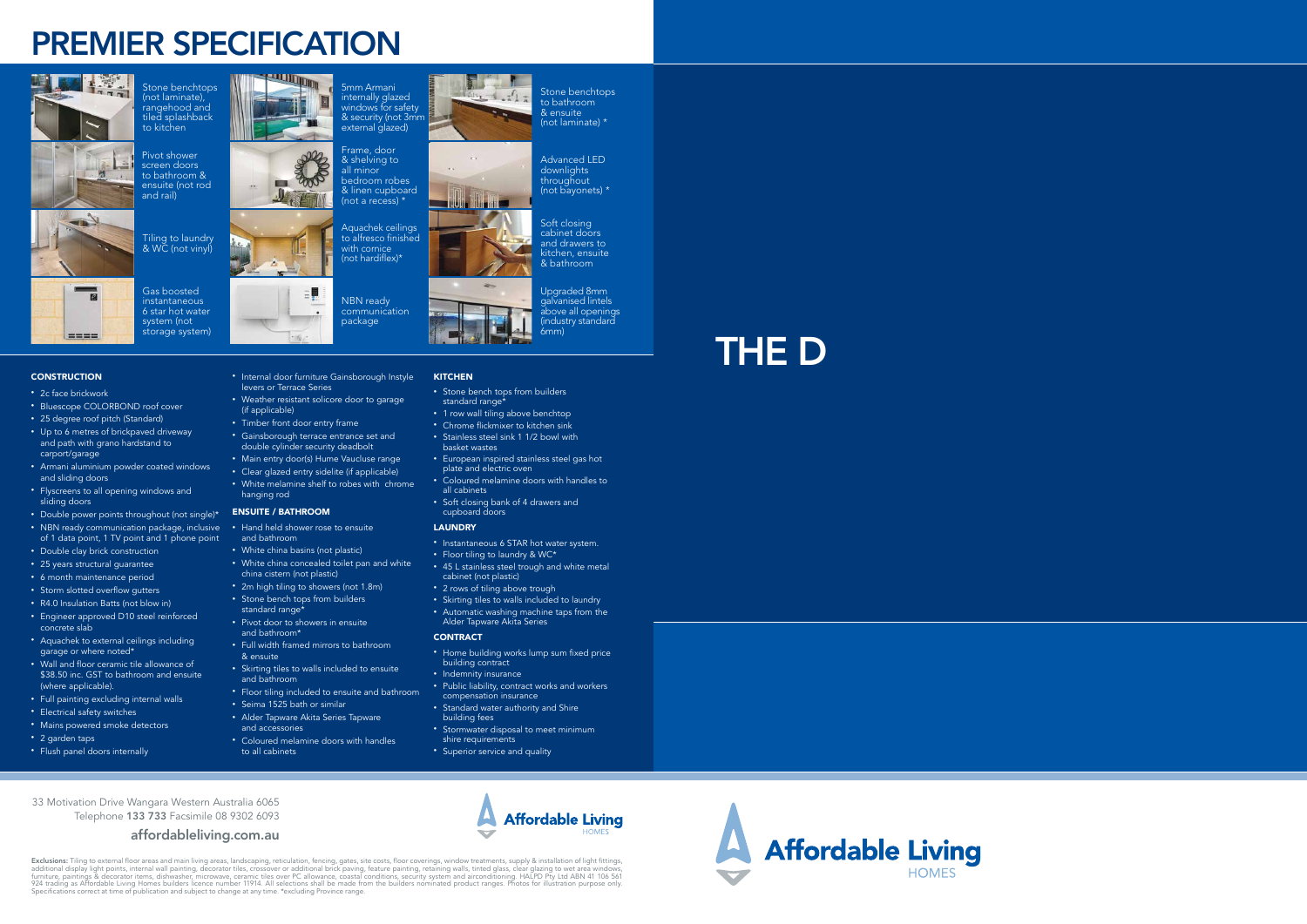# PREMIER SPECIFICATION

Stone benchtops (not laminate), rangehood and tiled splashback to kitchen

Pivot shower screen doors to bathroom & ensuite (not rod and rail)

Tiling to laundry & WC (not vinyl)

Gas boosted instantaneous 6 star hot water system (not storage system)

5mm Armani internally glazed windows for safety & security (not 3mm external glazed)

Frame, door & shelving to all minor bedroom robes & linen cupboard (not a recess) *

Aquachek ceilings to alfresco finished with cornice (not hardiflex)*

NBN ready communication package

Stone benchtops to bathroom & ensuite (not laminate) *

Advanced LED downlights throughout (not bayonets) *

Soft closing cabinet doors and drawers to kitchen, ensuite & bathroom

Upgraded 8mm galvanised lintels above all openings (industry standard 6mm)

# THE D

### CONSTRUCTION

- 2c face brickwork
- Bluescope COLORBOND roof cover
- 25 degree roof pitch (Standard)
- Up to 6 metres of brickpaved driveway and path with grano hardstand to carport/garage
- Armani aluminium powder coated windows and sliding doors
- Flyscreens to all opening windows and sliding doors
- Double power points throughout (not single)*
- NBN ready communication package, inclusive of 1 data point, 1 TV point and 1 phone point
- Double clay brick construction
- 25 years structural guarantee
- 6 month maintenance period
- Storm slotted overflow gutters
- R4.0 Insulation Batts (not blow in)
- Engineer approved D10 steel reinforced concrete slab
- Aquachek to external ceilings including garage or where noted*
- Wall and floor ceramic tile allowance of $38.50 inc. GST to bathroom and ensuite (where applicable).
- Full painting excluding internal walls
- Electrical safety switches
- Mains powered smoke detectors
- 2 garden taps
- Flush panel doors internally
- Internal door furniture Gainsborough Instyle levers or Terrace Series
- Weather resistant solicore door to garage (if applicable)
- Timber front door entry frame
- Gainsborough terrace entrance set and double cylinder security deadbolt
- Main entry door(s) Hume Vaucluse range
- Clear glazed entry sidelite (if applicable)
- White melamine shelf to robes with chrome hanging rod

### ENSUITE / BATHROOM

- Hand held shower rose to ensuite and bathroom
- White china basins (not plastic)
- White china concealed toilet pan and white china cistern (not plastic)
- 2m high tiling to showers (not 1.8m)
- Stone bench tops from builders standard range*
- Pivot door to showers in ensuite and bathroom*
- Full width framed mirrors to bathroom & ensuite
- Skirting tiles to walls included to ensuite and bathroom
- Floor tiling included to ensuite and bathroom
- Seima 1525 bath or similar
- Alder Tapware Akita Series Tapware and accessories
- Coloured melamine doors with handles to all cabinets

### KITCHEN

- Stone bench tops from builders standard range*
- 1 row wall tiling above benchtop
- Chrome flickmixer to kitchen sink
- Stainless steel sink 1 1/2 bowl with basket wastes
- European inspired stainless steel gas hot plate and electric oven
- Coloured melamine doors with handles to all cabinets
- Soft closing bank of 4 drawers and cupboard doors

### LAUNDRY

- Instantaneous 6 STAR hot water system.
- Floor tiling to laundry & WC*
- 45 L stainless steel trough and white metal cabinet (not plastic)
- 2 rows of tiling above trough
- Skirting tiles to walls included to laundry
- Automatic washing machine taps from the Alder Tapware Akita Series

### CONTRACT

- Home building works lump sum fixed price building contract
- Indemnity insurance
- Public liability, contract works and workers compensation insurance
- Standard water authority and Shire building fees
- Stormwater disposal to meet minimum shire requirements
- Superior service and quality

33 Motivation Drive Wangara Western Australia 6065
Telephone **133 733** Facsimile 08 9302 6093

**affordableliving.com.au**

Affordable Living HOMES

**Exclusions:** Tiling to external floor areas and main living areas, landscaping, reticulation, fencing, gates, site costs, floor coverings, window treatments, supply & installation of light fittings, additional display light points, internal wall painting, decorator tiles, crossover or additional brick paving, feature painting, retaining walls, tinted glass, clear glazing to wet area windows, furniture, paintings & decorator items, dishwasher, microwave, ceramic tiles over PC allowance, coastal conditions, security system and airconditioning. HALPD Pty Ltd ABN 41 106 561 924 trading as Affordable Living Homes builders licence number 11914. All selections shall be made from the builders nominated product ranges. Photos for illustration purpose only. Specifications correct at time of publication and subject to change at any time. *excluding Province range.

Affordable Living HOMES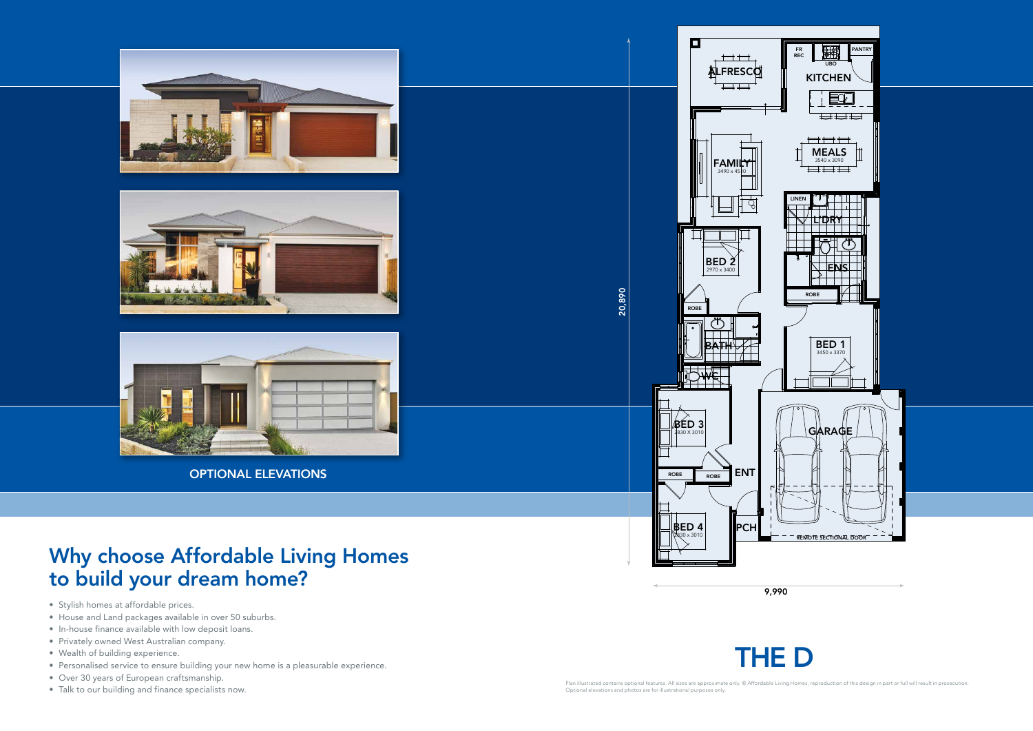OPTIONAL ELEVATIONS

ALFRESCO

FR REC

UBO

PANTRY

KITCHEN

MEALS
3540 x 3090

FAMILY
3490 x 4510

LINEN

L'DRY

ENS

BED 2
2970 x 3400

ROBE

ROBE

BED 1
3450 x 3370

BATH

WC

BED 3
2830 X 3010

GARAGE

ROBE

ROBE

ENT

BED 4
2830 x 3010

PCH

REMOTE SECTIONAL DOOR

20,890

9,990

## Why choose Affordable Living Homes to build your dream home?

- Stylish homes at affordable prices.
- House and Land packages available in over 50 suburbs.
- In-house finance available with low deposit loans.
- Privately owned West Australian company.
- Wealth of building experience.
- Personalised service to ensure building your new home is a pleasurable experience.
- Over 30 years of European craftsmanship.
- Talk to our building and finance specialists now.

# THE D

Plan illustrated contains optional features. All sizes are approximate only. © Affordable Living Homes, reproduction of this design in part or full will result in prosecution. Optional elevations and photos are for illustrational purposes only.